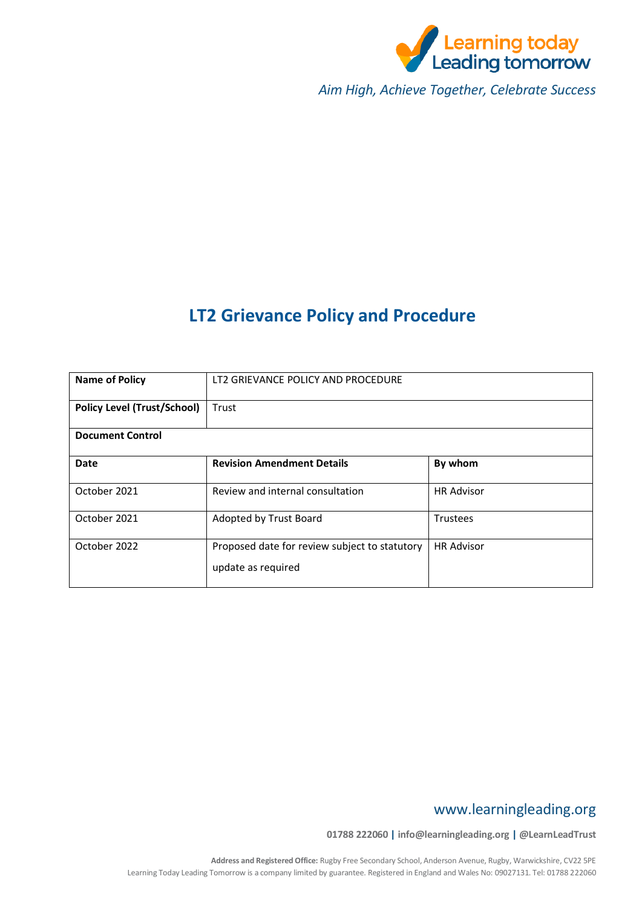Learning today
Leading tomorrow

*Aim High, Achieve Together, Celebrate Success*

# LT2 Grievance Policy and Procedure

| **Name of Policy** | LT2 GRIEVANCE POLICY AND PROCEDURE | |
|---|---|---|
| **Policy Level (Trust/School)** | Trust | |
| **Document Control** | | |
| **Date** | **Revision Amendment Details** | **By whom** |
| October 2021 | Review and internal consultation | HR Advisor |
| October 2021 | Adopted by Trust Board | Trustees |
| October 2022 | Proposed date for review subject to statutory update as required | HR Advisor |

www.learningleading.org

**01788 222060 | info@learningleading.org | @LearnLeadTrust**

**Address and Registered Office:** Rugby Free Secondary School, Anderson Avenue, Rugby, Warwickshire, CV22 5PE
Learning Today Leading Tomorrow is a company limited by guarantee. Registered in England and Wales No: 09027131. Tel: 01788 222060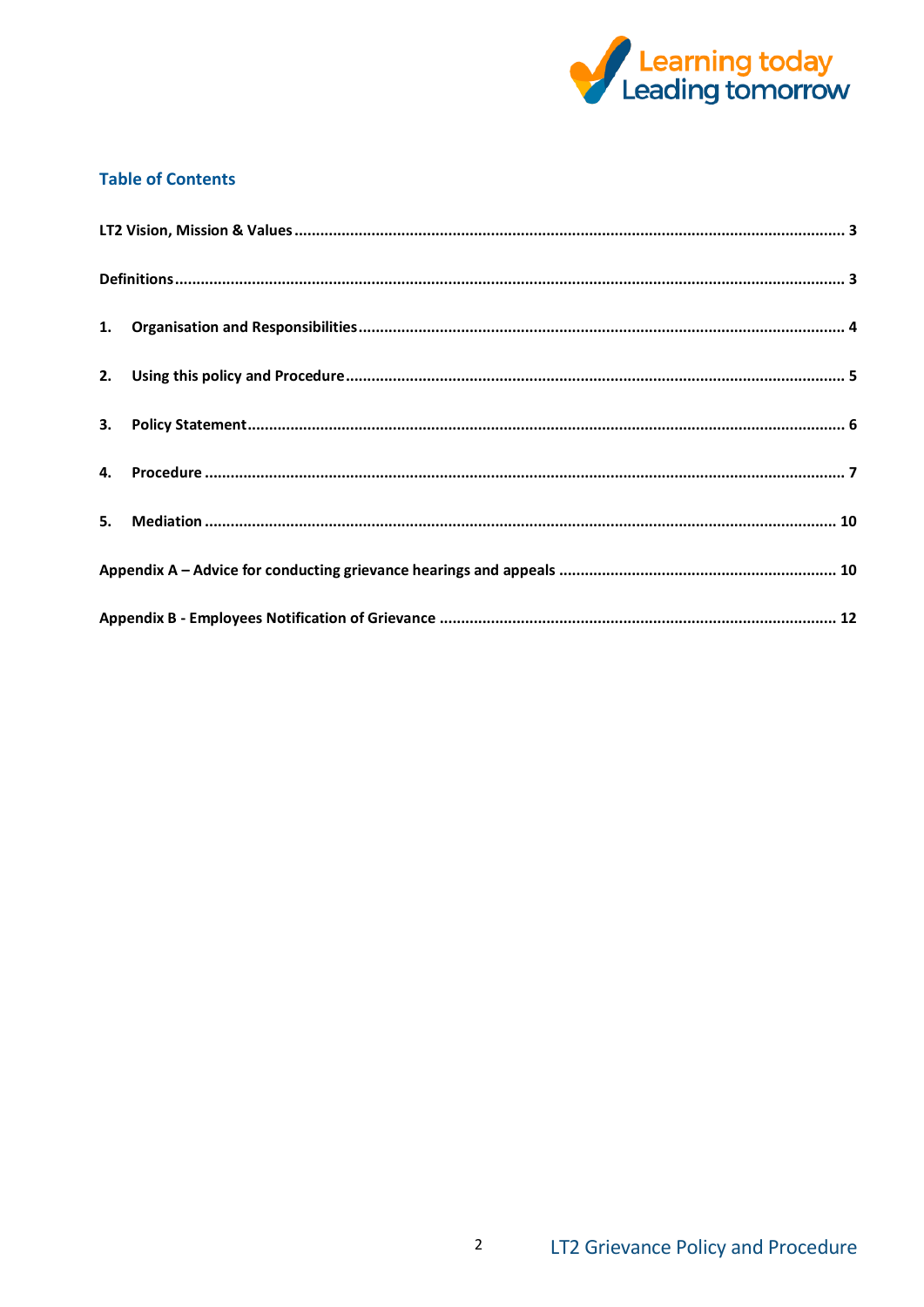## Table of Contents

**LT2 Vision, Mission & Values** ............................................................ **3**

**Definitions** ............................................................ **3**

**1. Organisation and Responsibilities** ............................................................ **4**

**2. Using this policy and Procedure** ............................................................ **5**

**3. Policy Statement** ............................................................ **6**

**4. Procedure** ............................................................ **7**

**5. Mediation** ............................................................ **10**

**Appendix A – Advice for conducting grievance hearings and appeals** ............................................................ **10**

**Appendix B - Employees Notification of Grievance** ............................................................ **12**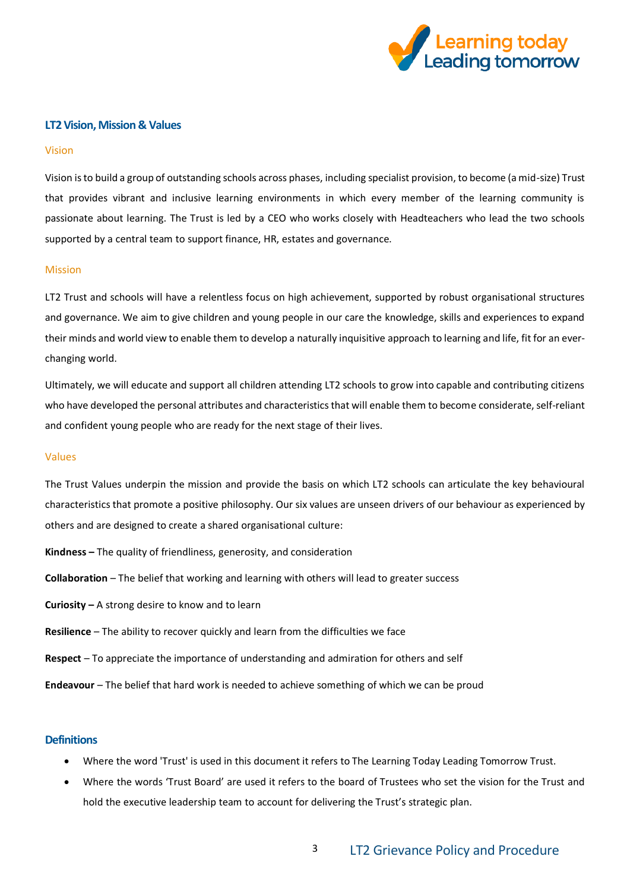## LT2 Vision, Mission & Values

### Vision

Vision is to build a group of outstanding schools across phases, including specialist provision, to become (a mid-size) Trust that provides vibrant and inclusive learning environments in which every member of the learning community is passionate about learning. The Trust is led by a CEO who works closely with Headteachers who lead the two schools supported by a central team to support finance, HR, estates and governance.

### Mission

LT2 Trust and schools will have a relentless focus on high achievement, supported by robust organisational structures and governance. We aim to give children and young people in our care the knowledge, skills and experiences to expand their minds and world view to enable them to develop a naturally inquisitive approach to learning and life, fit for an ever-changing world.

Ultimately, we will educate and support all children attending LT2 schools to grow into capable and contributing citizens who have developed the personal attributes and characteristics that will enable them to become considerate, self-reliant and confident young people who are ready for the next stage of their lives.

### Values

The Trust Values underpin the mission and provide the basis on which LT2 schools can articulate the key behavioural characteristics that promote a positive philosophy. Our six values are unseen drivers of our behaviour as experienced by others and are designed to create a shared organisational culture:

**Kindness –** The quality of friendliness, generosity, and consideration

**Collaboration** – The belief that working and learning with others will lead to greater success

**Curiosity –** A strong desire to know and to learn

**Resilience** – The ability to recover quickly and learn from the difficulties we face

**Respect** – To appreciate the importance of understanding and admiration for others and self

**Endeavour** – The belief that hard work is needed to achieve something of which we can be proud

## Definitions

- Where the word 'Trust' is used in this document it refers to The Learning Today Leading Tomorrow Trust.
- Where the words 'Trust Board' are used it refers to the board of Trustees who set the vision for the Trust and hold the executive leadership team to account for delivering the Trust's strategic plan.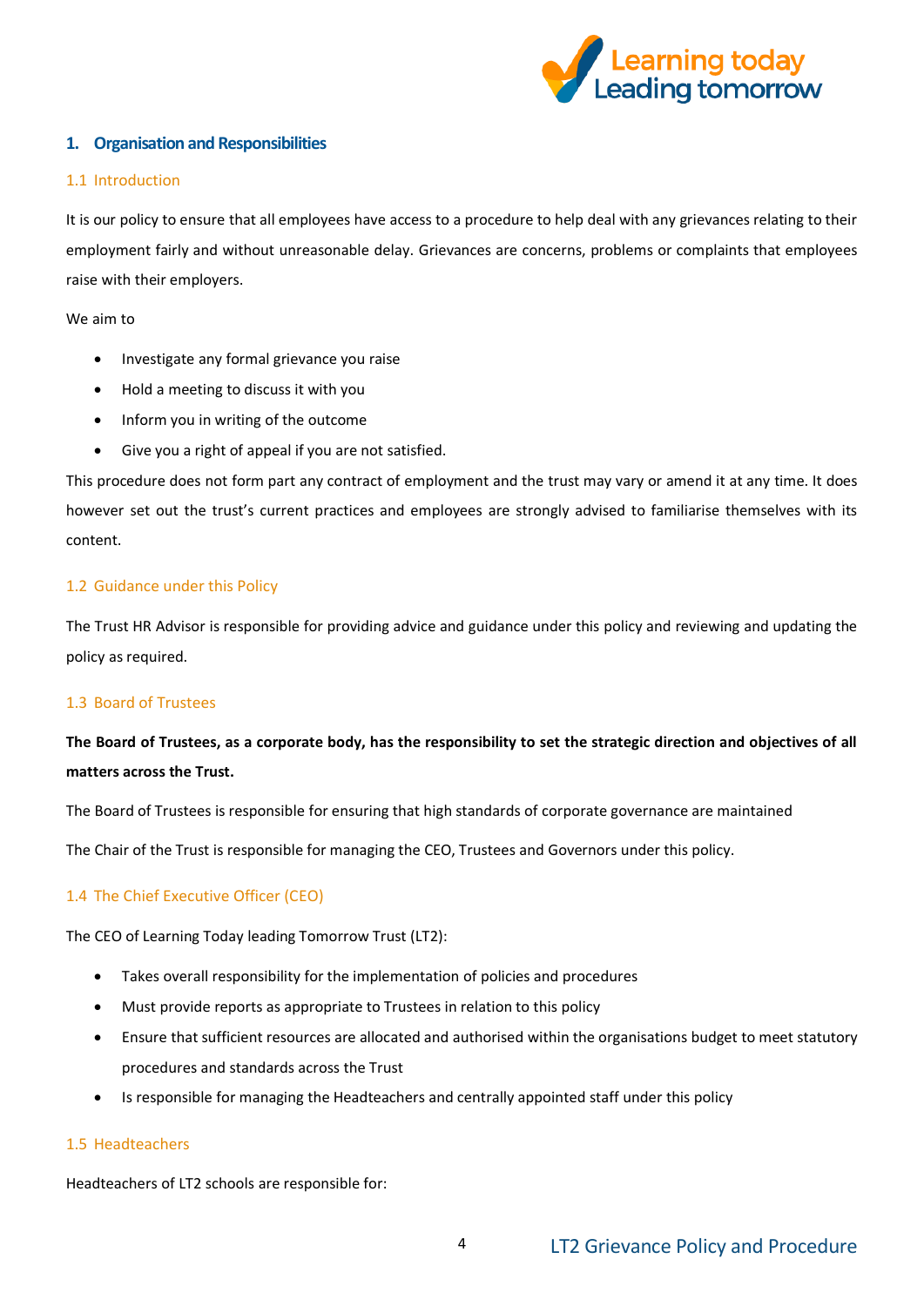## 1. Organisation and Responsibilities

### 1.1 Introduction

It is our policy to ensure that all employees have access to a procedure to help deal with any grievances relating to their employment fairly and without unreasonable delay. Grievances are concerns, problems or complaints that employees raise with their employers.

We aim to

- Investigate any formal grievance you raise
- Hold a meeting to discuss it with you
- Inform you in writing of the outcome
- Give you a right of appeal if you are not satisfied.

This procedure does not form part any contract of employment and the trust may vary or amend it at any time. It does however set out the trust's current practices and employees are strongly advised to familiarise themselves with its content.

### 1.2 Guidance under this Policy

The Trust HR Advisor is responsible for providing advice and guidance under this policy and reviewing and updating the policy as required.

### 1.3 Board of Trustees

**The Board of Trustees, as a corporate body, has the responsibility to set the strategic direction and objectives of all matters across the Trust.**

The Board of Trustees is responsible for ensuring that high standards of corporate governance are maintained

The Chair of the Trust is responsible for managing the CEO, Trustees and Governors under this policy.

### 1.4 The Chief Executive Officer (CEO)

The CEO of Learning Today leading Tomorrow Trust (LT2):

- Takes overall responsibility for the implementation of policies and procedures
- Must provide reports as appropriate to Trustees in relation to this policy
- Ensure that sufficient resources are allocated and authorised within the organisations budget to meet statutory procedures and standards across the Trust
- Is responsible for managing the Headteachers and centrally appointed staff under this policy

### 1.5 Headteachers

Headteachers of LT2 schools are responsible for: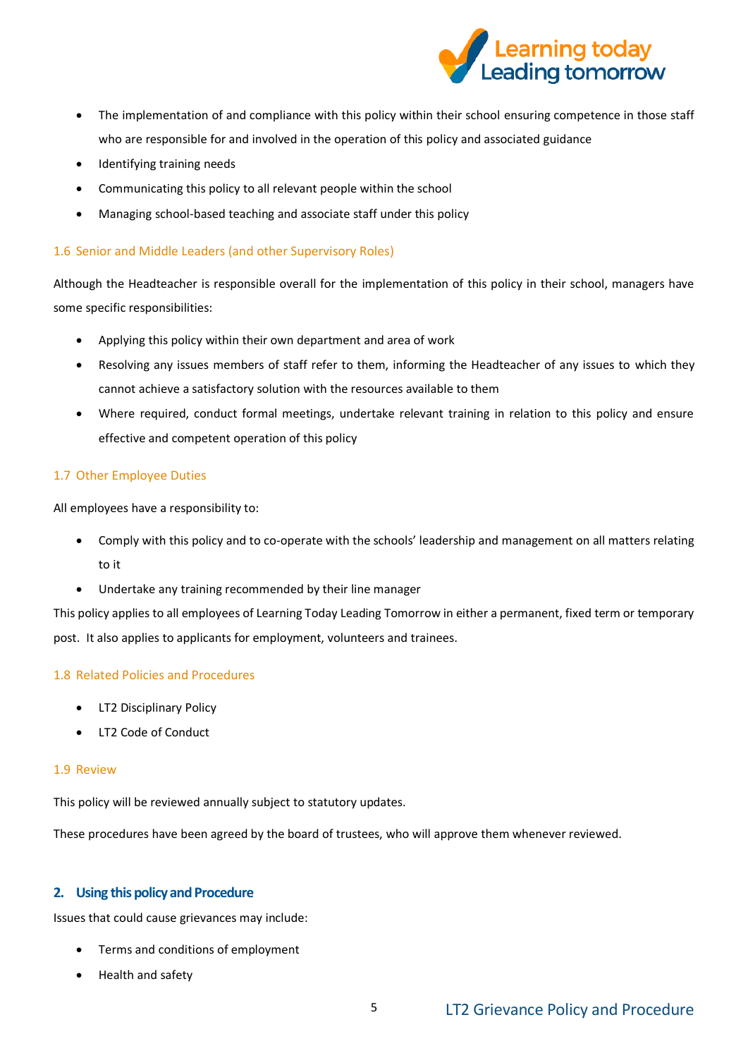- The implementation of and compliance with this policy within their school ensuring competence in those staff who are responsible for and involved in the operation of this policy and associated guidance
- Identifying training needs
- Communicating this policy to all relevant people within the school
- Managing school-based teaching and associate staff under this policy

### 1.6 Senior and Middle Leaders (and other Supervisory Roles)

Although the Headteacher is responsible overall for the implementation of this policy in their school, managers have some specific responsibilities:

- Applying this policy within their own department and area of work
- Resolving any issues members of staff refer to them, informing the Headteacher of any issues to which they cannot achieve a satisfactory solution with the resources available to them
- Where required, conduct formal meetings, undertake relevant training in relation to this policy and ensure effective and competent operation of this policy

### 1.7 Other Employee Duties

All employees have a responsibility to:

- Comply with this policy and to co-operate with the schools' leadership and management on all matters relating to it
- Undertake any training recommended by their line manager

This policy applies to all employees of Learning Today Leading Tomorrow in either a permanent, fixed term or temporary post. It also applies to applicants for employment, volunteers and trainees.

### 1.8 Related Policies and Procedures

- LT2 Disciplinary Policy
- LT2 Code of Conduct

### 1.9 Review

This policy will be reviewed annually subject to statutory updates.

These procedures have been agreed by the board of trustees, who will approve them whenever reviewed.

## 2. Using this policy and Procedure

Issues that could cause grievances may include:

- Terms and conditions of employment
- Health and safety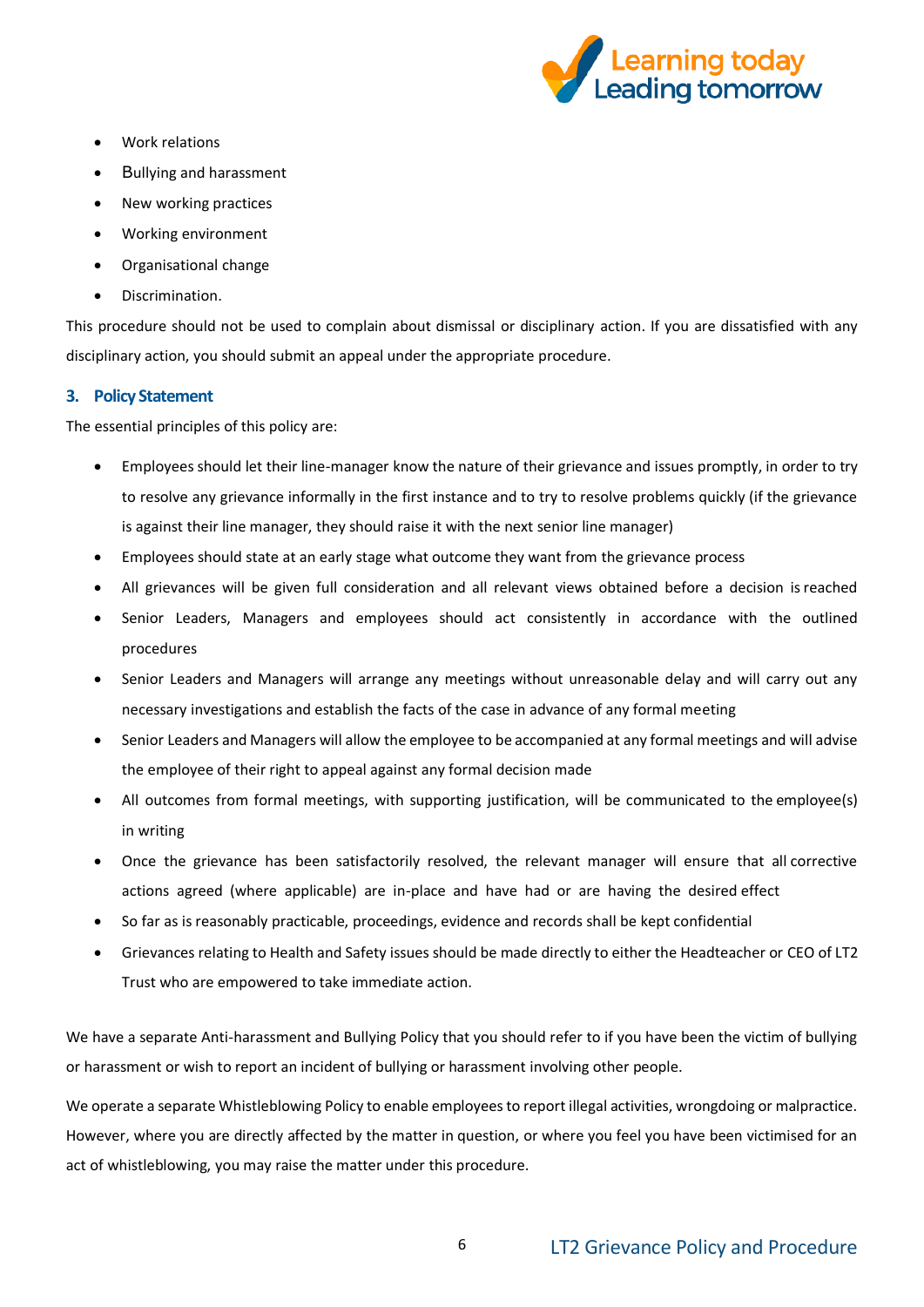- Work relations
- Bullying and harassment
- New working practices
- Working environment
- Organisational change
- Discrimination.

This procedure should not be used to complain about dismissal or disciplinary action. If you are dissatisfied with any disciplinary action, you should submit an appeal under the appropriate procedure.

### 3. Policy Statement

The essential principles of this policy are:

- Employees should let their line-manager know the nature of their grievance and issues promptly, in order to try to resolve any grievance informally in the first instance and to try to resolve problems quickly (if the grievance is against their line manager, they should raise it with the next senior line manager)
- Employees should state at an early stage what outcome they want from the grievance process
- All grievances will be given full consideration and all relevant views obtained before a decision is reached
- Senior Leaders, Managers and employees should act consistently in accordance with the outlined procedures
- Senior Leaders and Managers will arrange any meetings without unreasonable delay and will carry out any necessary investigations and establish the facts of the case in advance of any formal meeting
- Senior Leaders and Managers will allow the employee to be accompanied at any formal meetings and will advise the employee of their right to appeal against any formal decision made
- All outcomes from formal meetings, with supporting justification, will be communicated to the employee(s) in writing
- Once the grievance has been satisfactorily resolved, the relevant manager will ensure that all corrective actions agreed (where applicable) are in-place and have had or are having the desired effect
- So far as is reasonably practicable, proceedings, evidence and records shall be kept confidential
- Grievances relating to Health and Safety issues should be made directly to either the Headteacher or CEO of LT2 Trust who are empowered to take immediate action.

We have a separate Anti-harassment and Bullying Policy that you should refer to if you have been the victim of bullying or harassment or wish to report an incident of bullying or harassment involving other people.

We operate a separate Whistleblowing Policy to enable employees to report illegal activities, wrongdoing or malpractice. However, where you are directly affected by the matter in question, or where you feel you have been victimised for an act of whistleblowing, you may raise the matter under this procedure.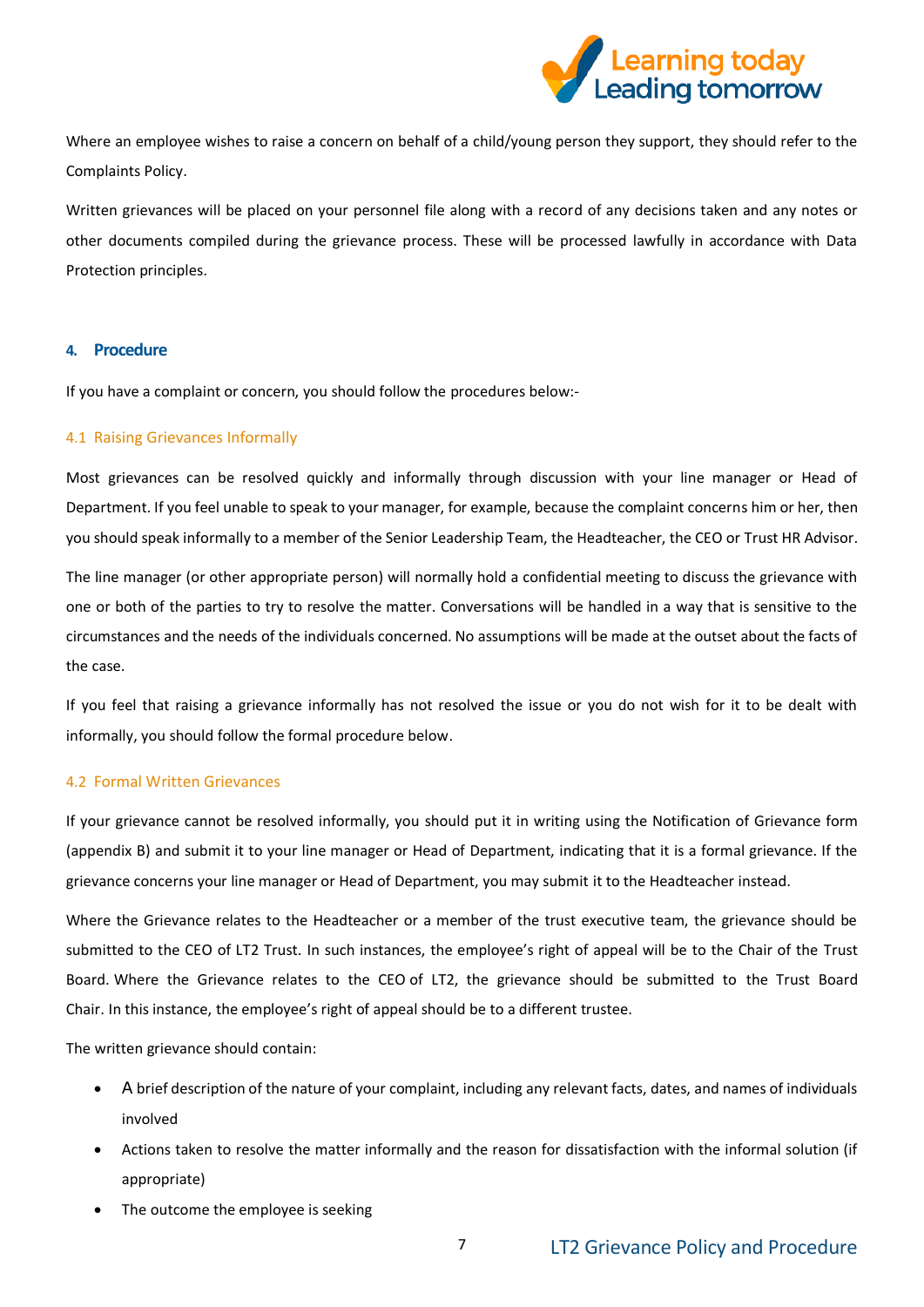Where an employee wishes to raise a concern on behalf of a child/young person they support, they should refer to the Complaints Policy.

Written grievances will be placed on your personnel file along with a record of any decisions taken and any notes or other documents compiled during the grievance process. These will be processed lawfully in accordance with Data Protection principles.

## 4. Procedure

If you have a complaint or concern, you should follow the procedures below:-

### 4.1 Raising Grievances Informally

Most grievances can be resolved quickly and informally through discussion with your line manager or Head of Department. If you feel unable to speak to your manager, for example, because the complaint concerns him or her, then you should speak informally to a member of the Senior Leadership Team, the Headteacher, the CEO or Trust HR Advisor.

The line manager (or other appropriate person) will normally hold a confidential meeting to discuss the grievance with one or both of the parties to try to resolve the matter. Conversations will be handled in a way that is sensitive to the circumstances and the needs of the individuals concerned. No assumptions will be made at the outset about the facts of the case.

If you feel that raising a grievance informally has not resolved the issue or you do not wish for it to be dealt with informally, you should follow the formal procedure below.

### 4.2 Formal Written Grievances

If your grievance cannot be resolved informally, you should put it in writing using the Notification of Grievance form (appendix B) and submit it to your line manager or Head of Department, indicating that it is a formal grievance. If the grievance concerns your line manager or Head of Department, you may submit it to the Headteacher instead.

Where the Grievance relates to the Headteacher or a member of the trust executive team, the grievance should be submitted to the CEO of LT2 Trust. In such instances, the employee's right of appeal will be to the Chair of the Trust Board. Where the Grievance relates to the CEO of LT2, the grievance should be submitted to the Trust Board Chair. In this instance, the employee's right of appeal should be to a different trustee.

The written grievance should contain:

- A brief description of the nature of your complaint, including any relevant facts, dates, and names of individuals involved
- Actions taken to resolve the matter informally and the reason for dissatisfaction with the informal solution (if appropriate)
- The outcome the employee is seeking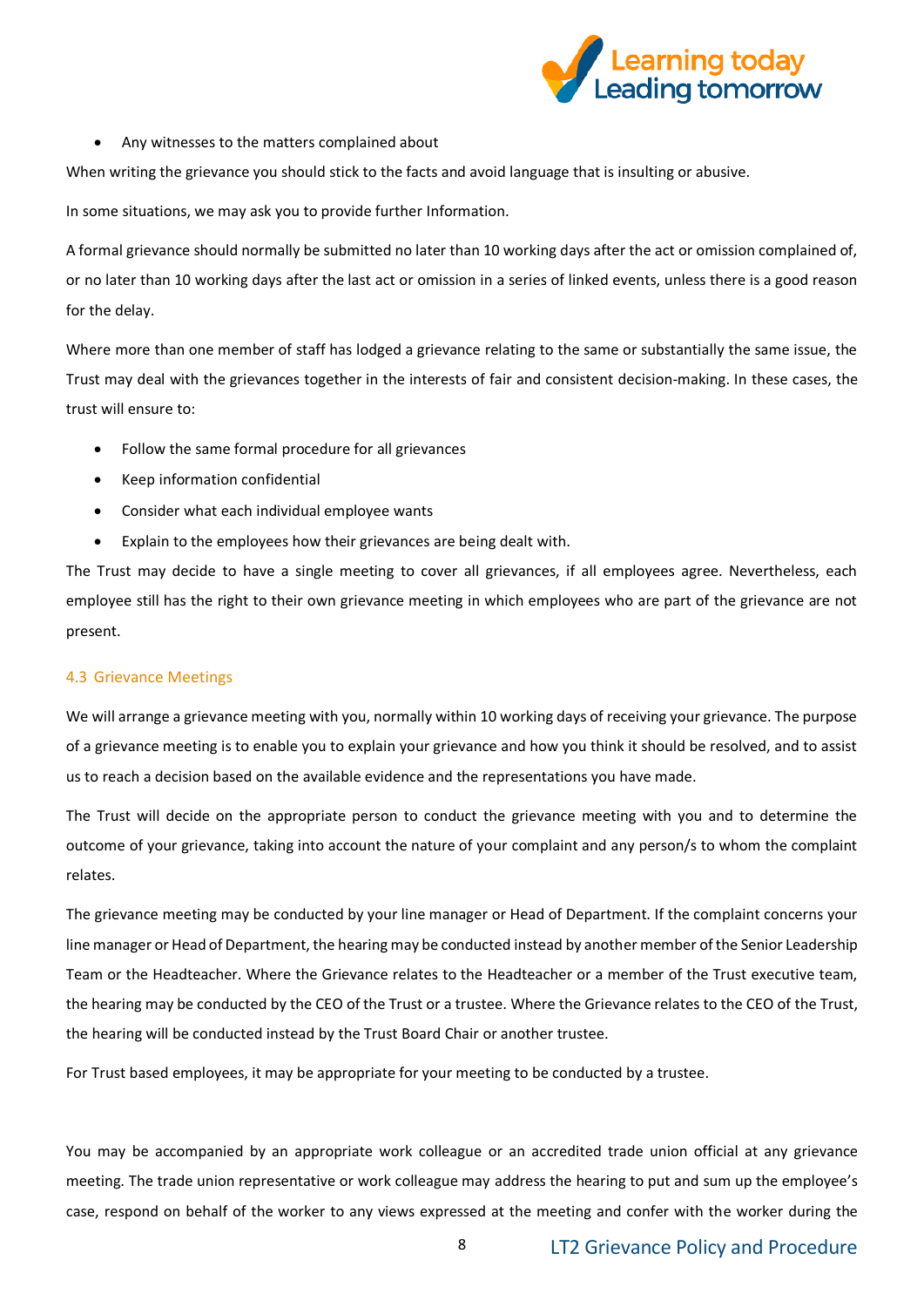- Any witnesses to the matters complained about

When writing the grievance you should stick to the facts and avoid language that is insulting or abusive.

In some situations, we may ask you to provide further Information.

A formal grievance should normally be submitted no later than 10 working days after the act or omission complained of, or no later than 10 working days after the last act or omission in a series of linked events, unless there is a good reason for the delay.

Where more than one member of staff has lodged a grievance relating to the same or substantially the same issue, the Trust may deal with the grievances together in the interests of fair and consistent decision-making. In these cases, the trust will ensure to:

- Follow the same formal procedure for all grievances
- Keep information confidential
- Consider what each individual employee wants
- Explain to the employees how their grievances are being dealt with.

The Trust may decide to have a single meeting to cover all grievances, if all employees agree. Nevertheless, each employee still has the right to their own grievance meeting in which employees who are part of the grievance are not present.

### 4.3 Grievance Meetings

We will arrange a grievance meeting with you, normally within 10 working days of receiving your grievance. The purpose of a grievance meeting is to enable you to explain your grievance and how you think it should be resolved, and to assist us to reach a decision based on the available evidence and the representations you have made.

The Trust will decide on the appropriate person to conduct the grievance meeting with you and to determine the outcome of your grievance, taking into account the nature of your complaint and any person/s to whom the complaint relates.

The grievance meeting may be conducted by your line manager or Head of Department. If the complaint concerns your line manager or Head of Department, the hearing may be conducted instead by another member of the Senior Leadership Team or the Headteacher. Where the Grievance relates to the Headteacher or a member of the Trust executive team, the hearing may be conducted by the CEO of the Trust or a trustee. Where the Grievance relates to the CEO of the Trust, the hearing will be conducted instead by the Trust Board Chair or another trustee.

For Trust based employees, it may be appropriate for your meeting to be conducted by a trustee.

You may be accompanied by an appropriate work colleague or an accredited trade union official at any grievance meeting. The trade union representative or work colleague may address the hearing to put and sum up the employee's case, respond on behalf of the worker to any views expressed at the meeting and confer with the worker during the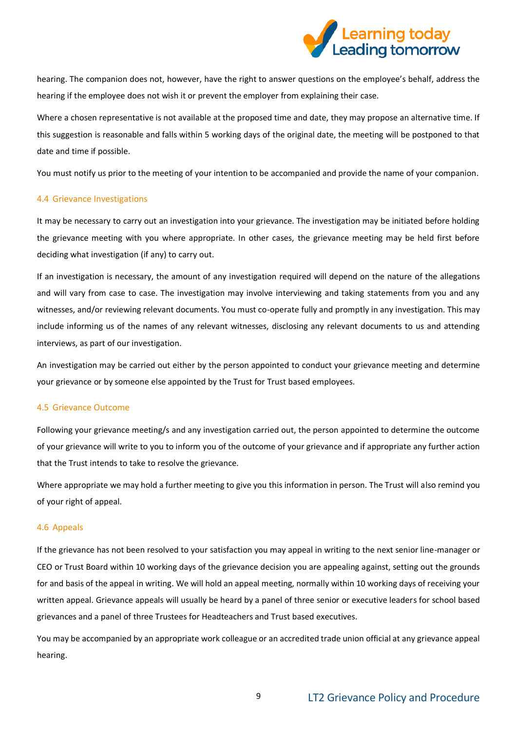hearing. The companion does not, however, have the right to answer questions on the employee's behalf, address the hearing if the employee does not wish it or prevent the employer from explaining their case.

Where a chosen representative is not available at the proposed time and date, they may propose an alternative time. If this suggestion is reasonable and falls within 5 working days of the original date, the meeting will be postponed to that date and time if possible.

You must notify us prior to the meeting of your intention to be accompanied and provide the name of your companion.

### 4.4 Grievance Investigations

It may be necessary to carry out an investigation into your grievance. The investigation may be initiated before holding the grievance meeting with you where appropriate. In other cases, the grievance meeting may be held first before deciding what investigation (if any) to carry out.

If an investigation is necessary, the amount of any investigation required will depend on the nature of the allegations and will vary from case to case. The investigation may involve interviewing and taking statements from you and any witnesses, and/or reviewing relevant documents. You must co-operate fully and promptly in any investigation. This may include informing us of the names of any relevant witnesses, disclosing any relevant documents to us and attending interviews, as part of our investigation.

An investigation may be carried out either by the person appointed to conduct your grievance meeting and determine your grievance or by someone else appointed by the Trust for Trust based employees.

### 4.5 Grievance Outcome

Following your grievance meeting/s and any investigation carried out, the person appointed to determine the outcome of your grievance will write to you to inform you of the outcome of your grievance and if appropriate any further action that the Trust intends to take to resolve the grievance.

Where appropriate we may hold a further meeting to give you this information in person. The Trust will also remind you of your right of appeal.

### 4.6 Appeals

If the grievance has not been resolved to your satisfaction you may appeal in writing to the next senior line-manager or CEO or Trust Board within 10 working days of the grievance decision you are appealing against, setting out the grounds for and basis of the appeal in writing. We will hold an appeal meeting, normally within 10 working days of receiving your written appeal. Grievance appeals will usually be heard by a panel of three senior or executive leaders for school based grievances and a panel of three Trustees for Headteachers and Trust based executives.

You may be accompanied by an appropriate work colleague or an accredited trade union official at any grievance appeal hearing.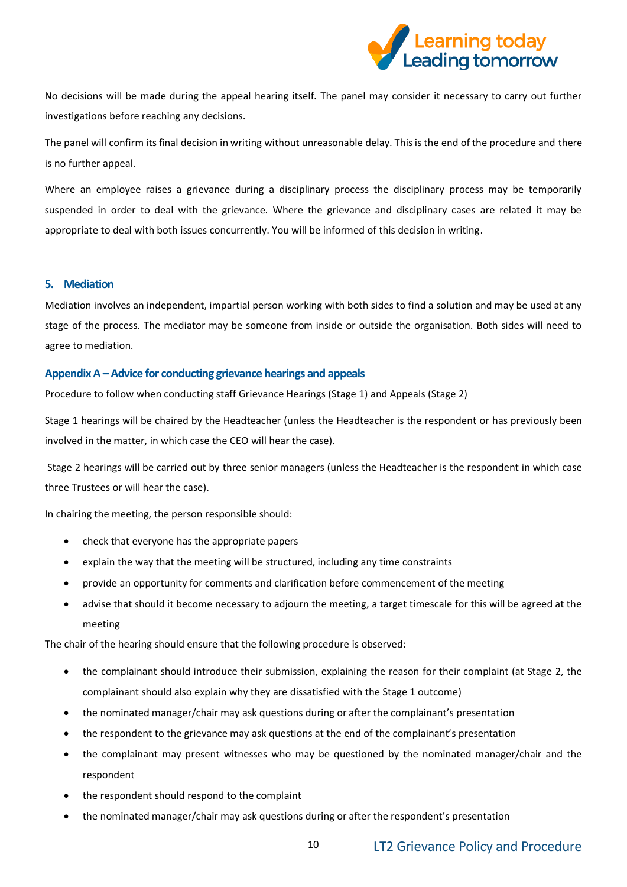No decisions will be made during the appeal hearing itself. The panel may consider it necessary to carry out further investigations before reaching any decisions.

The panel will confirm its final decision in writing without unreasonable delay. This is the end of the procedure and there is no further appeal.

Where an employee raises a grievance during a disciplinary process the disciplinary process may be temporarily suspended in order to deal with the grievance. Where the grievance and disciplinary cases are related it may be appropriate to deal with both issues concurrently. You will be informed of this decision in writing.

## 5. Mediation

Mediation involves an independent, impartial person working with both sides to find a solution and may be used at any stage of the process. The mediator may be someone from inside or outside the organisation. Both sides will need to agree to mediation.

### Appendix A – Advice for conducting grievance hearings and appeals

Procedure to follow when conducting staff Grievance Hearings (Stage 1) and Appeals (Stage 2)

Stage 1 hearings will be chaired by the Headteacher (unless the Headteacher is the respondent or has previously been involved in the matter, in which case the CEO will hear the case).

Stage 2 hearings will be carried out by three senior managers (unless the Headteacher is the respondent in which case three Trustees or will hear the case).

In chairing the meeting, the person responsible should:

- check that everyone has the appropriate papers
- explain the way that the meeting will be structured, including any time constraints
- provide an opportunity for comments and clarification before commencement of the meeting
- advise that should it become necessary to adjourn the meeting, a target timescale for this will be agreed at the meeting

The chair of the hearing should ensure that the following procedure is observed:

- the complainant should introduce their submission, explaining the reason for their complaint (at Stage 2, the complainant should also explain why they are dissatisfied with the Stage 1 outcome)
- the nominated manager/chair may ask questions during or after the complainant's presentation
- the respondent to the grievance may ask questions at the end of the complainant's presentation
- the complainant may present witnesses who may be questioned by the nominated manager/chair and the respondent
- the respondent should respond to the complaint
- the nominated manager/chair may ask questions during or after the respondent's presentation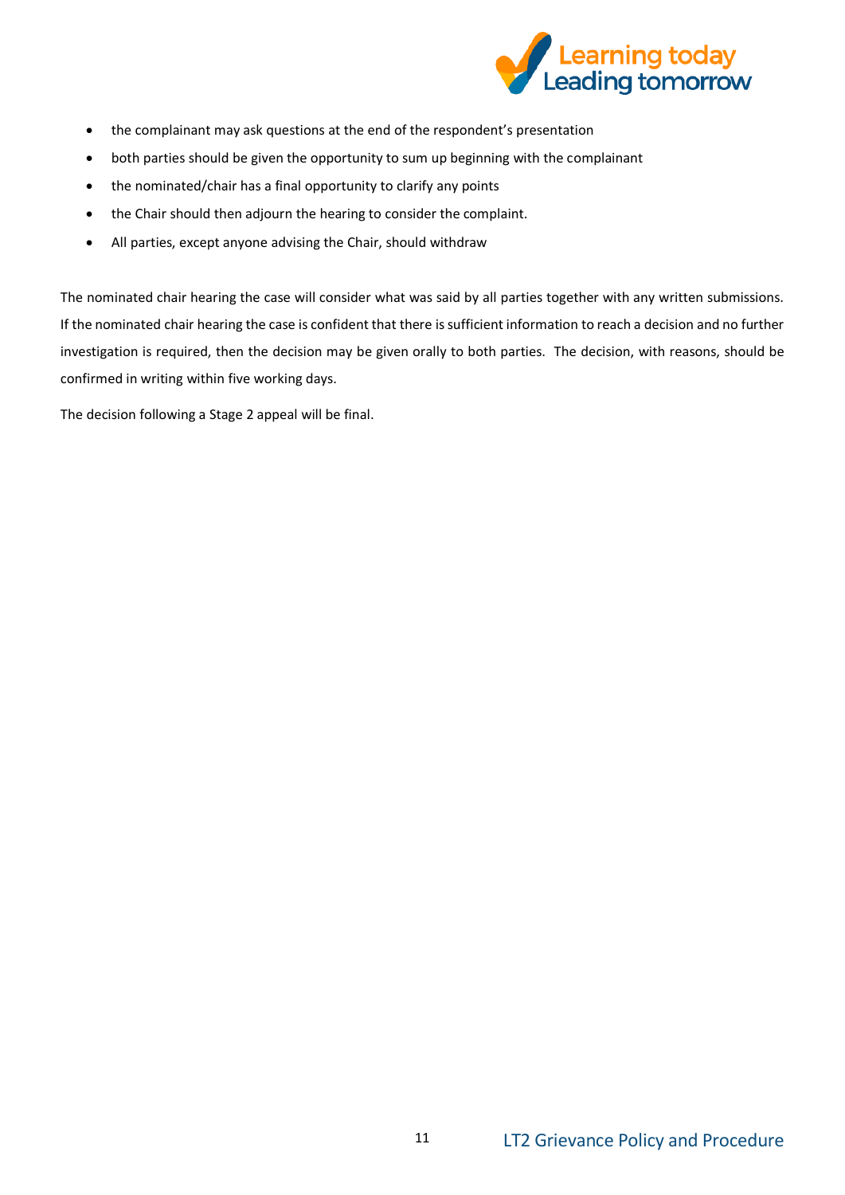- the complainant may ask questions at the end of the respondent's presentation
- both parties should be given the opportunity to sum up beginning with the complainant
- the nominated/chair has a final opportunity to clarify any points
- the Chair should then adjourn the hearing to consider the complaint.
- All parties, except anyone advising the Chair, should withdraw

The nominated chair hearing the case will consider what was said by all parties together with any written submissions. If the nominated chair hearing the case is confident that there is sufficient information to reach a decision and no further investigation is required, then the decision may be given orally to both parties. The decision, with reasons, should be confirmed in writing within five working days.

The decision following a Stage 2 appeal will be final.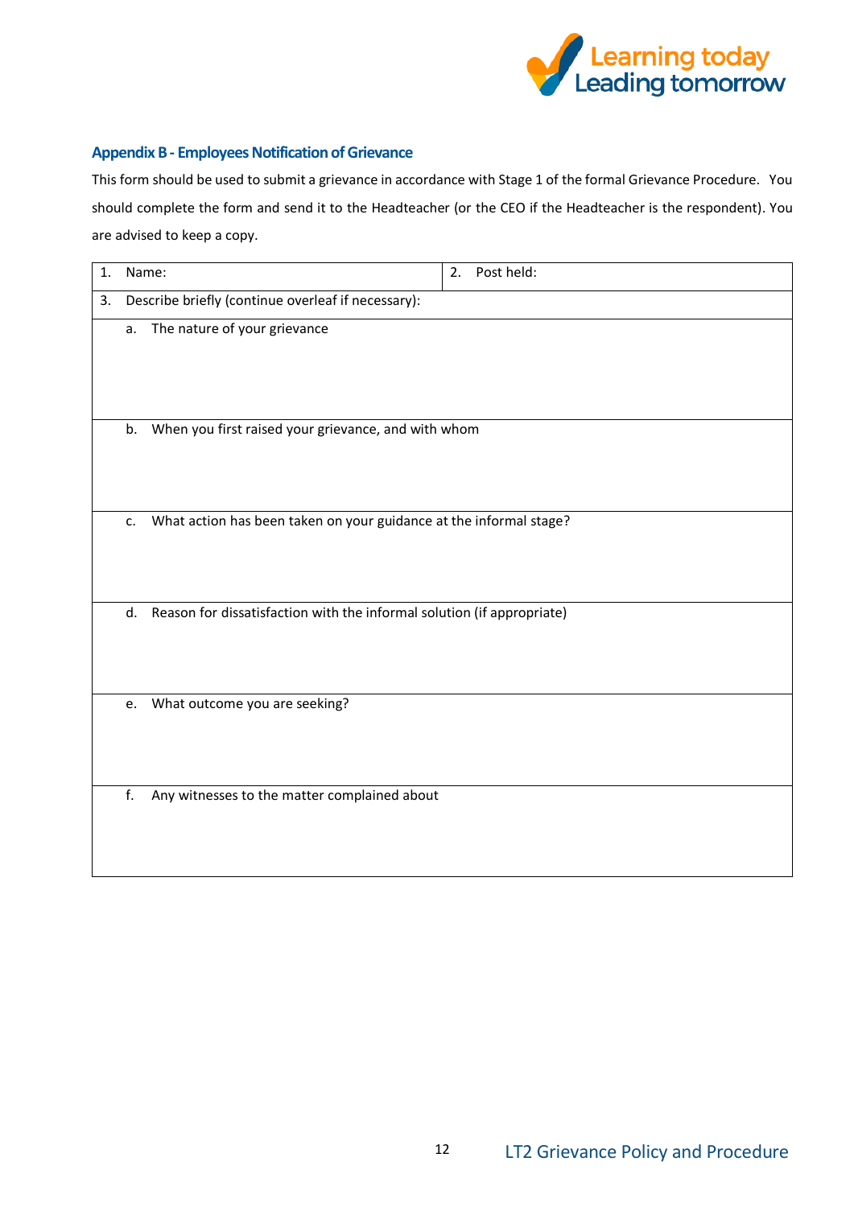## Appendix B - Employees Notification of Grievance

This form should be used to submit a grievance in accordance with Stage 1 of the formal Grievance Procedure. You should complete the form and send it to the Headteacher (or the CEO if the Headteacher is the respondent). You are advised to keep a copy.

| | |
|---|---|
| 1. Name: | 2. Post held: |
| 3. Describe briefly (continue overleaf if necessary): | |
| a. The nature of your grievance | |
| b. When you first raised your grievance, and with whom | |
| c. What action has been taken on your guidance at the informal stage? | |
| d. Reason for dissatisfaction with the informal solution (if appropriate) | |
| e. What outcome you are seeking? | |
| f. Any witnesses to the matter complained about | |